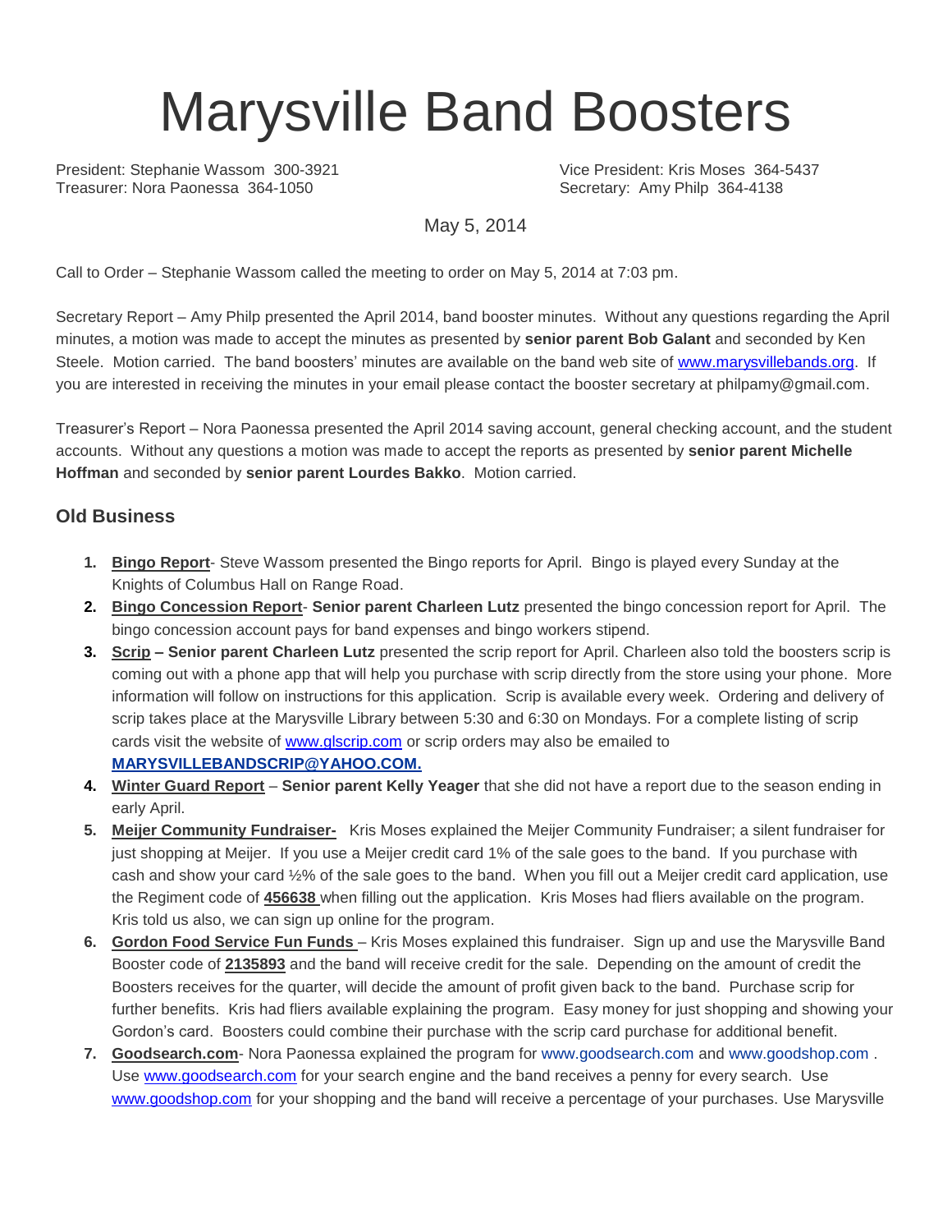# Marysville Band Boosters

President: Stephanie Wassom 300-3921
Vice President: Kris Moses 364-5437
Treasurer: Nora Paonessa 364-1050
Secretary: Amy Philp 364-4138

May 5, 2014

Call to Order – Stephanie Wassom called the meeting to order on May 5, 2014 at 7:03 pm.

Secretary Report – Amy Philp presented the April 2014, band booster minutes. Without any questions regarding the April minutes, a motion was made to accept the minutes as presented by **senior parent Bob Galant** and seconded by Ken Steele. Motion carried. The band boosters' minutes are available on the band web site of www.marysvillebands.org. If you are interested in receiving the minutes in your email please contact the booster secretary at philpamy@gmail.com.

Treasurer's Report – Nora Paonessa presented the April 2014 saving account, general checking account, and the student accounts. Without any questions a motion was made to accept the reports as presented by **senior parent Michelle Hoffman** and seconded by **senior parent Lourdes Bakko**. Motion carried.

## Old Business

1. **Bingo Report**- Steve Wassom presented the Bingo reports for April. Bingo is played every Sunday at the Knights of Columbus Hall on Range Road.
2. **Bingo Concession Report**- **Senior parent Charleen Lutz** presented the bingo concession report for April. The bingo concession account pays for band expenses and bingo workers stipend.
3. **Scrip – Senior parent Charleen Lutz** presented the scrip report for April. Charleen also told the boosters scrip is coming out with a phone app that will help you purchase with scrip directly from the store using your phone. More information will follow on instructions for this application. Scrip is available every week. Ordering and delivery of scrip takes place at the Marysville Library between 5:30 and 6:30 on Mondays. For a complete listing of scrip cards visit the website of www.glscrip.com or scrip orders may also be emailed to **MARYSVILLEBANDSCRIP@YAHOO.COM.**
4. **Winter Guard Report** – **Senior parent Kelly Yeager** that she did not have a report due to the season ending in early April.
5. **Meijer Community Fundraiser-** Kris Moses explained the Meijer Community Fundraiser; a silent fundraiser for just shopping at Meijer. If you use a Meijer credit card 1% of the sale goes to the band. If you purchase with cash and show your card ½% of the sale goes to the band. When you fill out a Meijer credit card application, use the Regiment code of **456638** when filling out the application. Kris Moses had fliers available on the program. Kris told us also, we can sign up online for the program.
6. **Gordon Food Service Fun Funds** – Kris Moses explained this fundraiser. Sign up and use the Marysville Band Booster code of **2135893** and the band will receive credit for the sale. Depending on the amount of credit the Boosters receives for the quarter, will decide the amount of profit given back to the band. Purchase scrip for further benefits. Kris had fliers available explaining the program. Easy money for just shopping and showing your Gordon's card. Boosters could combine their purchase with the scrip card purchase for additional benefit.
7. **Goodsearch.com**- Nora Paonessa explained the program for www.goodsearch.com and www.goodshop.com . Use www.goodsearch.com for your search engine and the band receives a penny for every search. Use www.goodshop.com for your shopping and the band will receive a percentage of your purchases. Use Marysville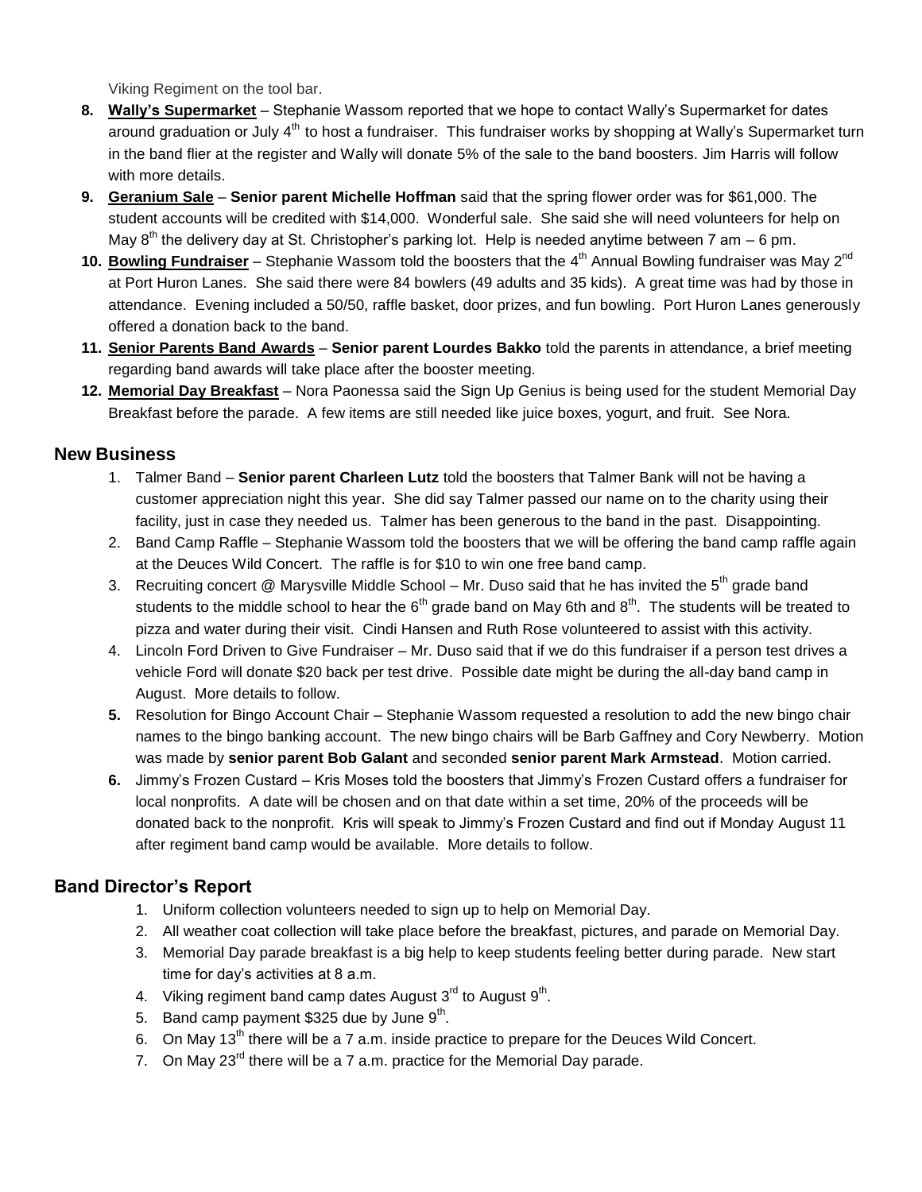Viking Regiment on the tool bar.

8. **Wally's Supermarket** – Stephanie Wassom reported that we hope to contact Wally's Supermarket for dates around graduation or July 4th to host a fundraiser. This fundraiser works by shopping at Wally's Supermarket turn in the band flier at the register and Wally will donate 5% of the sale to the band boosters. Jim Harris will follow with more details.
9. **Geranium Sale** – **Senior parent Michelle Hoffman** said that the spring flower order was for $61,000. The student accounts will be credited with $14,000. Wonderful sale. She said she will need volunteers for help on May 8th the delivery day at St. Christopher's parking lot. Help is needed anytime between 7 am – 6 pm.
10. **Bowling Fundraiser** – Stephanie Wassom told the boosters that the 4th Annual Bowling fundraiser was May 2nd at Port Huron Lanes. She said there were 84 bowlers (49 adults and 35 kids). A great time was had by those in attendance. Evening included a 50/50, raffle basket, door prizes, and fun bowling. Port Huron Lanes generously offered a donation back to the band.
11. **Senior Parents Band Awards** – **Senior parent Lourdes Bakko** told the parents in attendance, a brief meeting regarding band awards will take place after the booster meeting.
12. **Memorial Day Breakfast** – Nora Paonessa said the Sign Up Genius is being used for the student Memorial Day Breakfast before the parade. A few items are still needed like juice boxes, yogurt, and fruit. See Nora.

## New Business

1. Talmer Band – **Senior parent Charleen Lutz** told the boosters that Talmer Bank will not be having a customer appreciation night this year. She did say Talmer passed our name on to the charity using their facility, just in case they needed us. Talmer has been generous to the band in the past. Disappointing.
2. Band Camp Raffle – Stephanie Wassom told the boosters that we will be offering the band camp raffle again at the Deuces Wild Concert. The raffle is for $10 to win one free band camp.
3. Recruiting concert @ Marysville Middle School – Mr. Duso said that he has invited the 5th grade band students to the middle school to hear the 6th grade band on May 6th and 8th. The students will be treated to pizza and water during their visit. Cindi Hansen and Ruth Rose volunteered to assist with this activity.
4. Lincoln Ford Driven to Give Fundraiser – Mr. Duso said that if we do this fundraiser if a person test drives a vehicle Ford will donate $20 back per test drive. Possible date might be during the all-day band camp in August. More details to follow.
5. Resolution for Bingo Account Chair – Stephanie Wassom requested a resolution to add the new bingo chair names to the bingo banking account. The new bingo chairs will be Barb Gaffney and Cory Newberry. Motion was made by **senior parent Bob Galant** and seconded **senior parent Mark Armstead**. Motion carried.
6. Jimmy's Frozen Custard – Kris Moses told the boosters that Jimmy's Frozen Custard offers a fundraiser for local nonprofits. A date will be chosen and on that date within a set time, 20% of the proceeds will be donated back to the nonprofit. Kris will speak to Jimmy's Frozen Custard and find out if Monday August 11 after regiment band camp would be available. More details to follow.

## Band Director's Report

1. Uniform collection volunteers needed to sign up to help on Memorial Day.
2. All weather coat collection will take place before the breakfast, pictures, and parade on Memorial Day.
3. Memorial Day parade breakfast is a big help to keep students feeling better during parade. New start time for day's activities at 8 a.m.
4. Viking regiment band camp dates August 3rd to August 9th.
5. Band camp payment $325 due by June 9th.
6. On May 13th there will be a 7 a.m. inside practice to prepare for the Deuces Wild Concert.
7. On May 23rd there will be a 7 a.m. practice for the Memorial Day parade.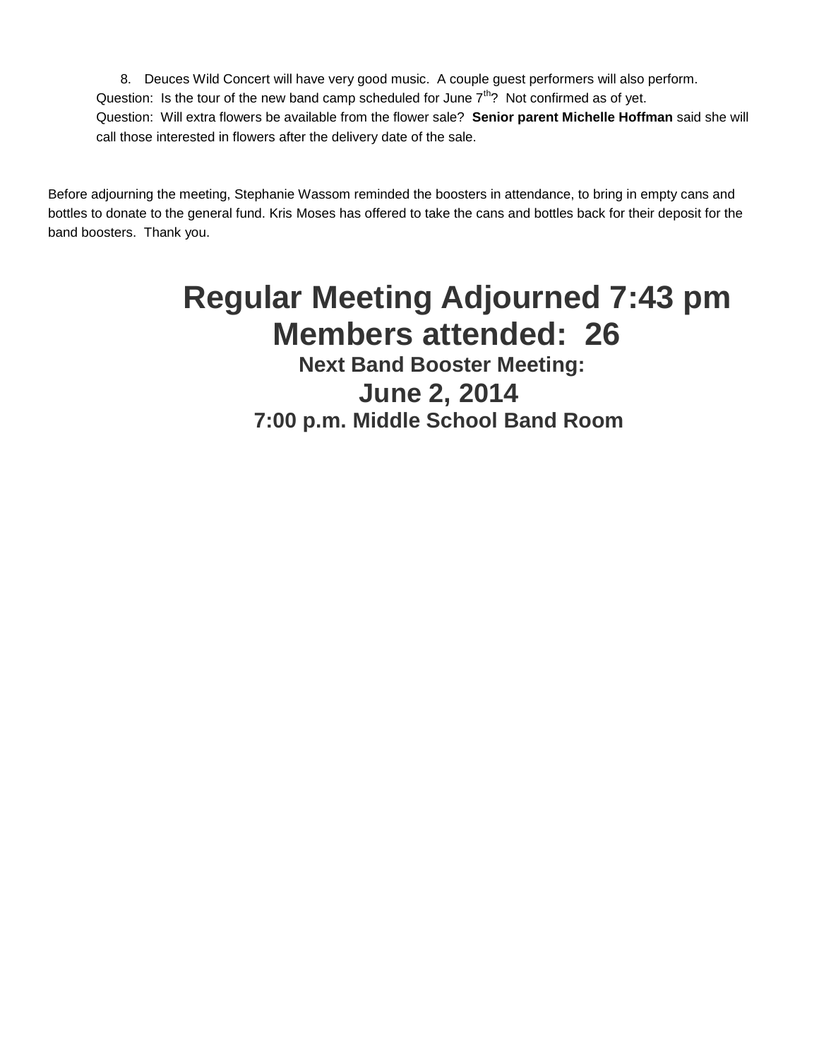8. Deuces Wild Concert will have very good music. A couple guest performers will also perform.

Question: Is the tour of the new band camp scheduled for June 7th? Not confirmed as of yet.

Question: Will extra flowers be available from the flower sale? **Senior parent Michelle Hoffman** said she will call those interested in flowers after the delivery date of the sale.

Before adjourning the meeting, Stephanie Wassom reminded the boosters in attendance, to bring in empty cans and bottles to donate to the general fund. Kris Moses has offered to take the cans and bottles back for their deposit for the band boosters. Thank you.

# Regular Meeting Adjourned 7:43 pm

# Members attended: 26

### Next Band Booster Meeting:

## June 2, 2014

### 7:00 p.m. Middle School Band Room